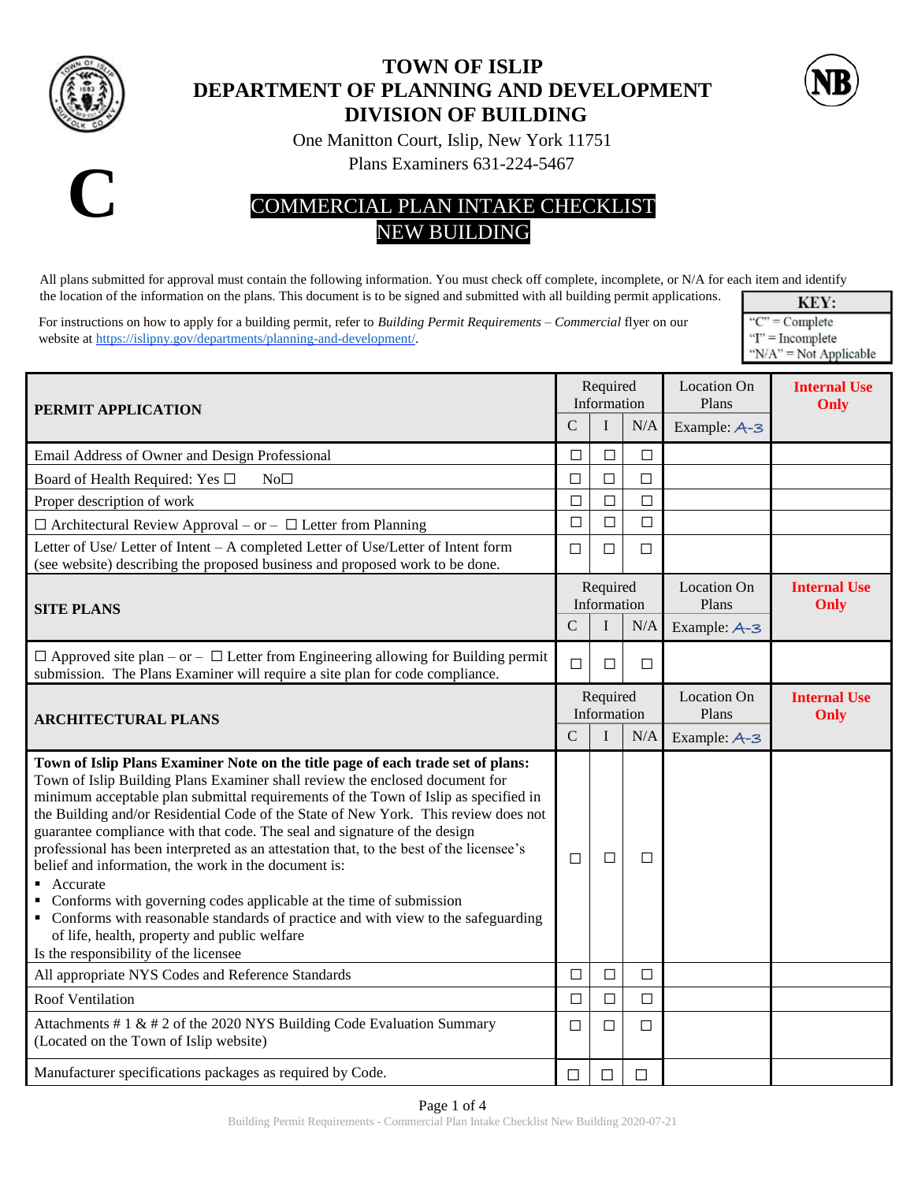# TOWN OF ISLIP
## DEPARTMENT OF PLANNING AND DEVELOPMENT
## DIVISION OF BUILDING

One Manitton Court, Islip, New York 11751

Plans Examiners 631-224-5467

**C**

**NB**

## COMMERCIAL PLAN INTAKE CHECKLIST
## NEW BUILDING

All plans submitted for approval must contain the following information. You must check off complete, incomplete, or N/A for each item and identify the location of the information on the plans. This document is to be signed and submitted with all building permit applications.

For instructions on how to apply for a building permit, refer to *Building Permit Requirements – Commercial* flyer on our website at https://islipny.gov/departments/planning-and-development/.

| KEY: |
|---|
| "C" = Complete |
| "I" = Incomplete |
| "N/A" = Not Applicable |

| **PERMIT APPLICATION** | Required Information | | | Location On Plans | **Internal Use Only** |
|---|---|---|---|---|---|
| | C | I | N/A | Example: A-3 | |
| Email Address of Owner and Design Professional | ☐ | ☐ | ☐ | | |
| Board of Health Required: Yes ☐ No☐ | ☐ | ☐ | ☐ | | |
| Proper description of work | ☐ | ☐ | ☐ | | |
| ☐ Architectural Review Approval – or – ☐ Letter from Planning | ☐ | ☐ | ☐ | | |
| Letter of Use/ Letter of Intent – A completed Letter of Use/Letter of Intent form (see website) describing the proposed business and proposed work to be done. | ☐ | ☐ | ☐ | | |
| **SITE PLANS** | Required Information | | | Location On Plans | **Internal Use Only** |
| | C | I | N/A | Example: A-3 | |
| ☐ Approved site plan – or – ☐ Letter from Engineering allowing for Building permit submission. The Plans Examiner will require a site plan for code compliance. | ☐ | ☐ | ☐ | | |
| **ARCHITECTURAL PLANS** | Required Information | | | Location On Plans | **Internal Use Only** |
| | C | I | N/A | Example: A-3 | |
| **Town of Islip Plans Examiner Note on the title page of each trade set of plans:** Town of Islip Building Plans Examiner shall review the enclosed document for minimum acceptable plan submittal requirements of the Town of Islip as specified in the Building and/or Residential Code of the State of New York. This review does not guarantee compliance with that code. The seal and signature of the design professional has been interpreted as an attestation that, to the best of the licensee's belief and information, the work in the document is: ▪ Accurate ▪ Conforms with governing codes applicable at the time of submission ▪ Conforms with reasonable standards of practice and with view to the safeguarding of life, health, property and public welfare. Is the responsibility of the licensee | ☐ | ☐ | ☐ | | |
| All appropriate NYS Codes and Reference Standards | ☐ | ☐ | ☐ | | |
| Roof Ventilation | ☐ | ☐ | ☐ | | |
| Attachments # 1 & # 2 of the 2020 NYS Building Code Evaluation Summary (Located on the Town of Islip website) | ☐ | ☐ | ☐ | | |
| Manufacturer specifications packages as required by Code. | ☐ | ☐ | ☐ | | |

Building Permit Requirements - Commercial Plan Intake Checklist New Building 2020-07-21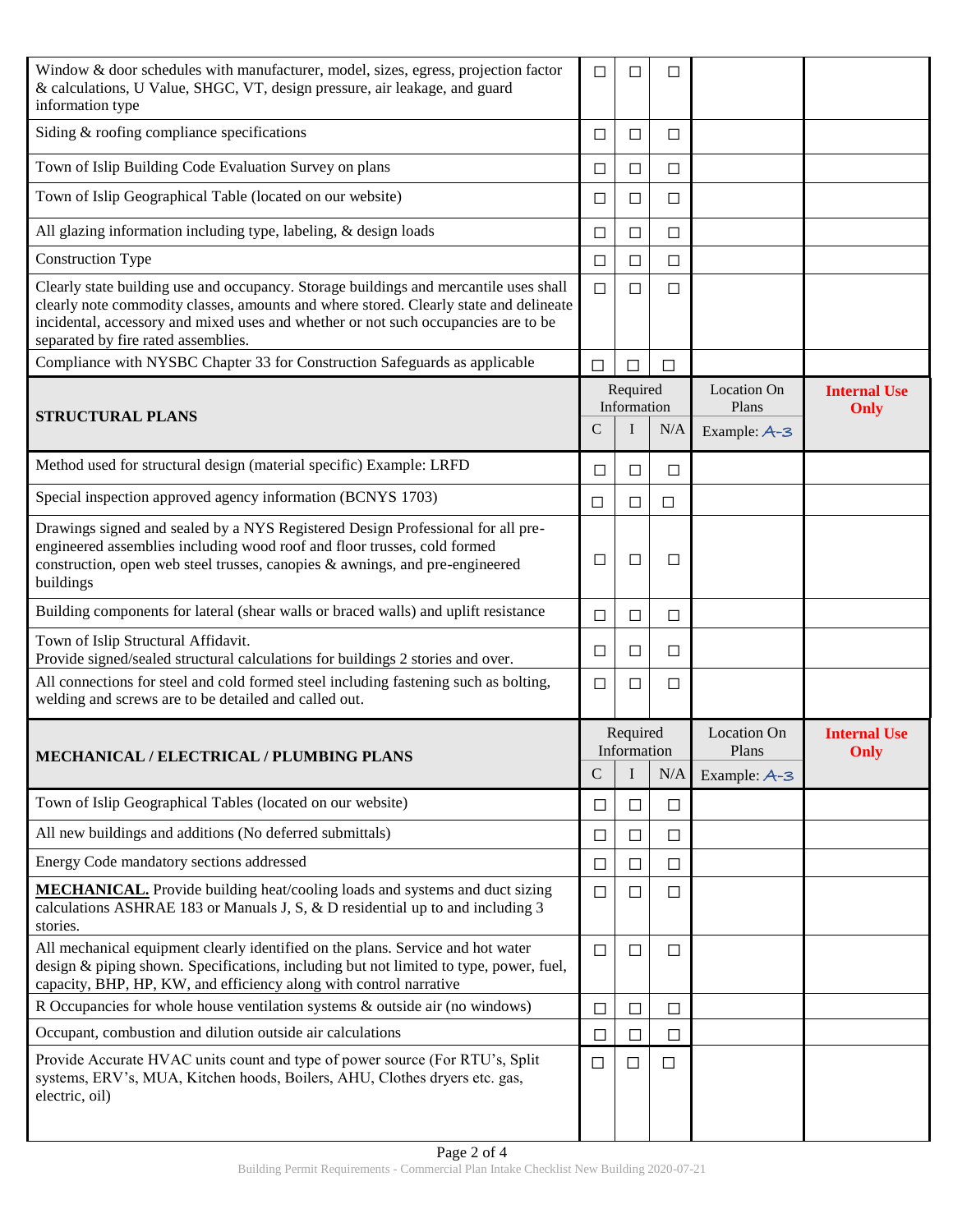| | C | I | N/A | Location On Plans | Internal Use Only |
|---|---|---|---|---|---|
| Window & door schedules with manufacturer, model, sizes, egress, projection factor & calculations, U Value, SHGC, VT, design pressure, air leakage, and guard information type | ☐ | ☐ | ☐ | | |
| Siding & roofing compliance specifications | ☐ | ☐ | ☐ | | |
| Town of Islip Building Code Evaluation Survey on plans | ☐ | ☐ | ☐ | | |
| Town of Islip Geographical Table (located on our website) | ☐ | ☐ | ☐ | | |
| All glazing information including type, labeling, & design loads | ☐ | ☐ | ☐ | | |
| Construction Type | ☐ | ☐ | ☐ | | |
| Clearly state building use and occupancy. Storage buildings and mercantile uses shall clearly note commodity classes, amounts and where stored. Clearly state and delineate incidental, accessory and mixed uses and whether or not such occupancies are to be separated by fire rated assemblies. | ☐ | ☐ | ☐ | | |
| Compliance with NYSBC Chapter 33 for Construction Safeguards as applicable | ☐ | ☐ | ☐ | | |

| **STRUCTURAL PLANS** | Required Information | | | Location On Plans | **Internal Use Only** |
|---|---|---|---|---|---|
| | C | I | N/A | Example: A-3 | |
| Method used for structural design (material specific) Example: LRFD | ☐ | ☐ | ☐ | | |
| Special inspection approved agency information (BCNYS 1703) | ☐ | ☐ | ☐ | | |
| Drawings signed and sealed by a NYS Registered Design Professional for all pre-engineered assemblies including wood roof and floor trusses, cold formed construction, open web steel trusses, canopies & awnings, and pre-engineered buildings | ☐ | ☐ | ☐ | | |
| Building components for lateral (shear walls or braced walls) and uplift resistance | ☐ | ☐ | ☐ | | |
| Town of Islip Structural Affidavit. Provide signed/sealed structural calculations for buildings 2 stories and over. | ☐ | ☐ | ☐ | | |
| All connections for steel and cold formed steel including fastening such as bolting, welding and screws are to be detailed and called out. | ☐ | ☐ | ☐ | | |

| **MECHANICAL / ELECTRICAL / PLUMBING PLANS** | Required Information | | | Location On Plans | **Internal Use Only** |
|---|---|---|---|---|---|
| | C | I | N/A | Example: A-3 | |
| Town of Islip Geographical Tables (located on our website) | ☐ | ☐ | ☐ | | |
| All new buildings and additions (No deferred submittals) | ☐ | ☐ | ☐ | | |
| Energy Code mandatory sections addressed | ☐ | ☐ | ☐ | | |
| **MECHANICAL.** Provide building heat/cooling loads and systems and duct sizing calculations ASHRAE 183 or Manuals J, S, & D residential up to and including 3 stories. | ☐ | ☐ | ☐ | | |
| All mechanical equipment clearly identified on the plans. Service and hot water design & piping shown. Specifications, including but not limited to type, power, fuel, capacity, BHP, HP, KW, and efficiency along with control narrative | ☐ | ☐ | ☐ | | |
| R Occupancies for whole house ventilation systems & outside air (no windows) | ☐ | ☐ | ☐ | | |
| Occupant, combustion and dilution outside air calculations | ☐ | ☐ | ☐ | | |
| Provide Accurate HVAC units count and type of power source (For RTU's, Split systems, ERV's, MUA, Kitchen hoods, Boilers, AHU, Clothes dryers etc. gas, electric, oil) | ☐ | ☐ | ☐ | | |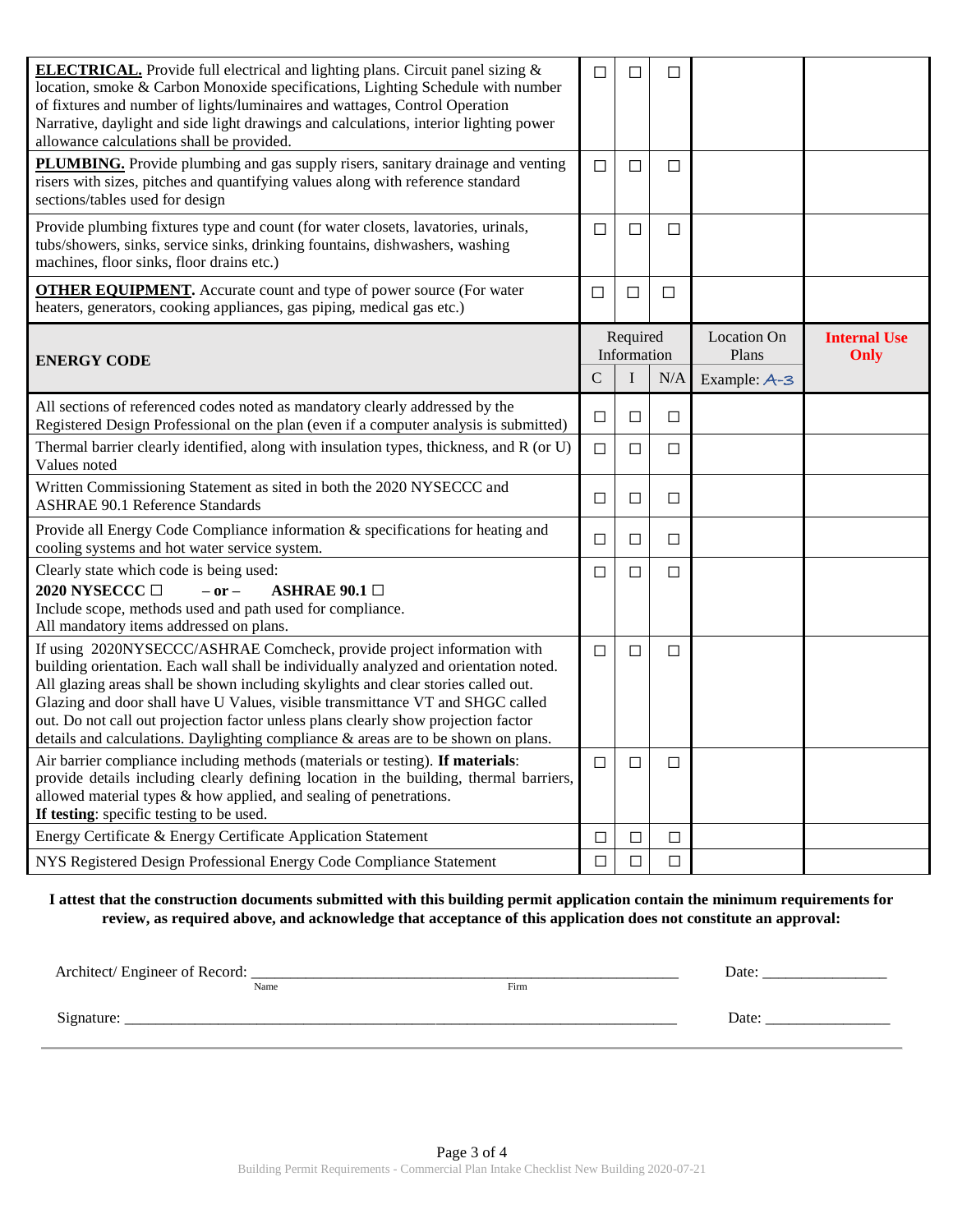| | C | I | N/A | | |
|---|---|---|---|---|---|
| **ELECTRICAL.** Provide full electrical and lighting plans. Circuit panel sizing & location, smoke & Carbon Monoxide specifications, Lighting Schedule with number of fixtures and number of lights/luminaires and wattages, Control Operation Narrative, daylight and side light drawings and calculations, interior lighting power allowance calculations shall be provided. | ☐ | ☐ | ☐ | | |
| **PLUMBING.** Provide plumbing and gas supply risers, sanitary drainage and venting risers with sizes, pitches and quantifying values along with reference standard sections/tables used for design | ☐ | ☐ | ☐ | | |
| Provide plumbing fixtures type and count (for water closets, lavatories, urinals, tubs/showers, sinks, service sinks, drinking fountains, dishwashers, washing machines, floor sinks, floor drains etc.) | ☐ | ☐ | ☐ | | |
| **OTHER EQUIPMENT.** Accurate count and type of power source (For water heaters, generators, cooking appliances, gas piping, medical gas etc.) | ☐ | ☐ | ☐ | | |

| **ENERGY CODE** | Required Information | | | Location On Plans | **Internal Use Only** |
|---|---|---|---|---|---|
| | C | I | N/A | Example: A-3 | |
| All sections of referenced codes noted as mandatory clearly addressed by the Registered Design Professional on the plan (even if a computer analysis is submitted) | ☐ | ☐ | ☐ | | |
| Thermal barrier clearly identified, along with insulation types, thickness, and R (or U) Values noted | ☐ | ☐ | ☐ | | |
| Written Commissioning Statement as sited in both the 2020 NYSECCC and ASHRAE 90.1 Reference Standards | ☐ | ☐ | ☐ | | |
| Provide all Energy Code Compliance information & specifications for heating and cooling systems and hot water service system. | ☐ | ☐ | ☐ | | |
| Clearly state which code is being used: **2020 NYSECCC ☐ – or – ASHRAE 90.1 ☐** Include scope, methods used and path used for compliance. All mandatory items addressed on plans. | ☐ | ☐ | ☐ | | |
| If using 2020NYSECCC/ASHRAE Comcheck, provide project information with building orientation. Each wall shall be individually analyzed and orientation noted. All glazing areas shall be shown including skylights and clear stories called out. Glazing and door shall have U Values, visible transmittance VT and SHGC called out. Do not call out projection factor unless plans clearly show projection factor details and calculations. Daylighting compliance & areas are to be shown on plans. | ☐ | ☐ | ☐ | | |
| Air barrier compliance including methods (materials or testing). **If materials**: provide details including clearly defining location in the building, thermal barriers, allowed material types & how applied, and sealing of penetrations. **If testing**: specific testing to be used. | ☐ | ☐ | ☐ | | |
| Energy Certificate & Energy Certificate Application Statement | ☐ | ☐ | ☐ | | |
| NYS Registered Design Professional Energy Code Compliance Statement | ☐ | ☐ | ☐ | | |

**I attest that the construction documents submitted with this building permit application contain the minimum requirements for review, as required above, and acknowledge that acceptance of this application does not constitute an approval:**

Architect/ Engineer of Record: ______________________________________________ Date: ______________

Name Firm

Signature: _____________________________________________________________ Date: ______________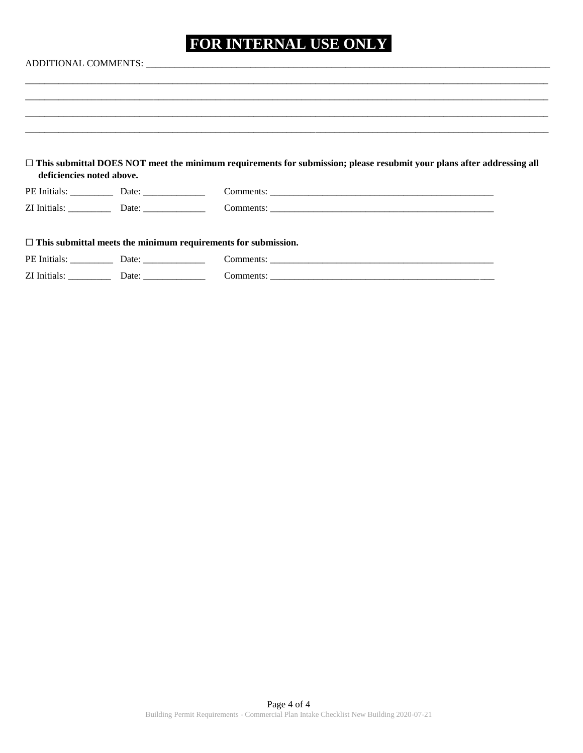# FOR INTERNAL USE ONLY

ADDITIONAL COMMENTS: ______________________________________________________________________________________

__________________________________________________________________________________________________________

__________________________________________________________________________________________________________

__________________________________________________________________________________________________________

__________________________________________________________________________________________________________

☐ **This submittal DOES NOT meet the minimum requirements for submission; please resubmit your plans after addressing all deficiencies noted above.**

PE Initials: _________ Date: _____________ Comments: __________________________________________________

ZI Initials: _________ Date: _____________ Comments: __________________________________________________

☐ **This submittal meets the minimum requirements for submission.**

PE Initials: _________ Date: _____________ Comments: __________________________________________________

ZI Initials: _________ Date: _____________ Comments: __________________________________________________